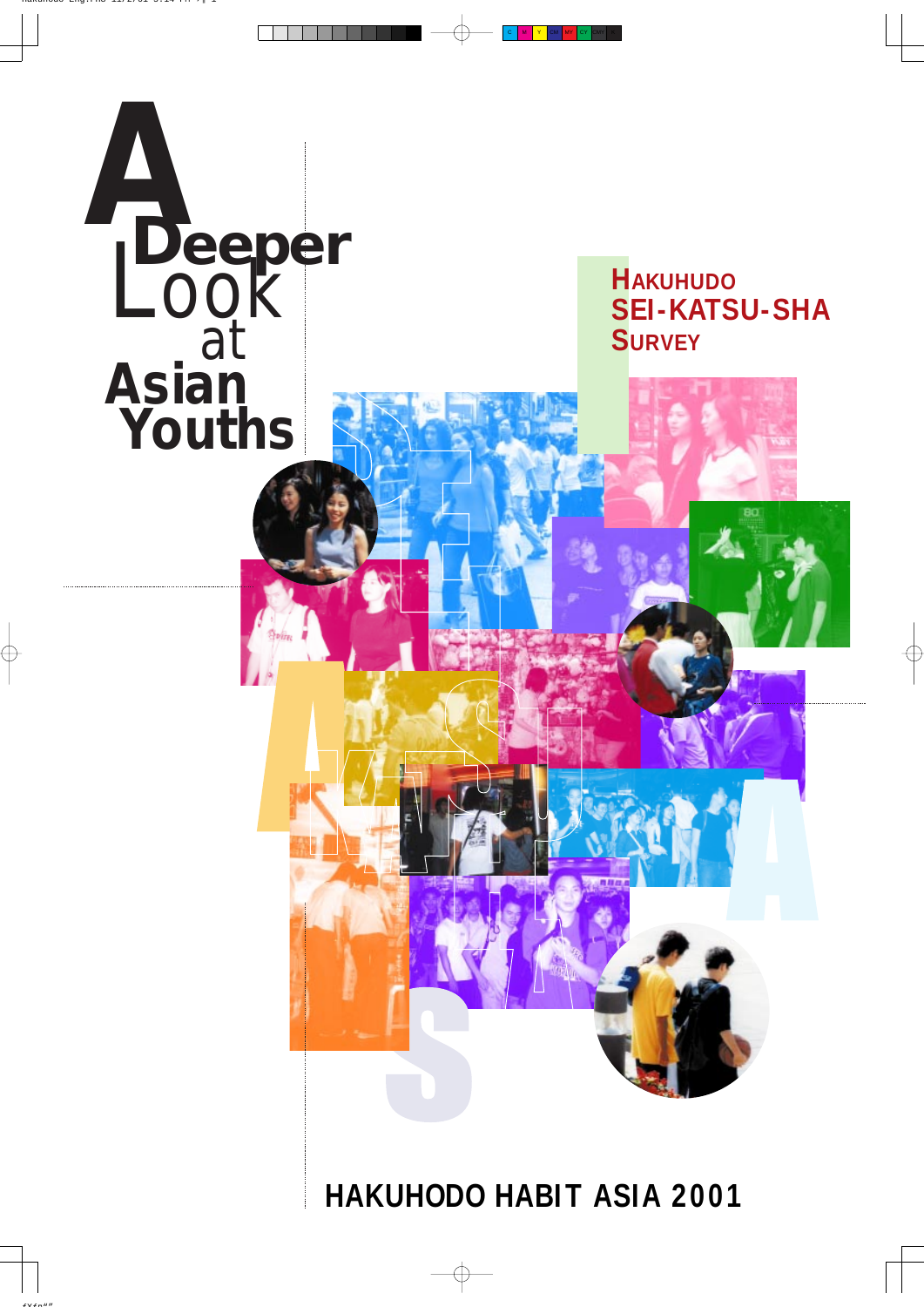# A Deeper Look at Asian Youths

## HAKUHUDO SEI-KATSU-SHA SURVEY

**HAKUHODO HABIT ASIA 2001**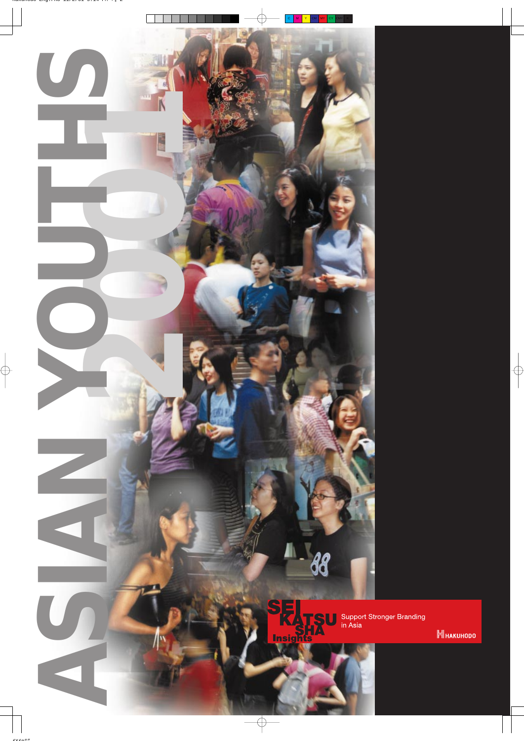# ASIAN YOUTHS 2001

SEIKATSU SHA Insights

Support Stronger Branding in Asia

HAKUHODO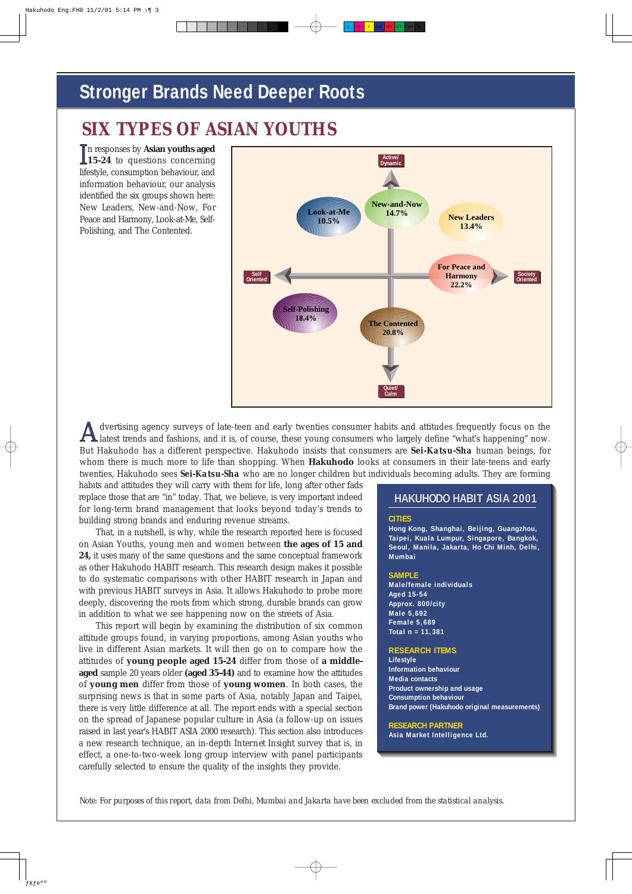# Stronger Brands Need Deeper Roots

## SIX TYPES OF ASIAN YOUTHS

In responses by **Asian youths aged 15-24** to questions concerning lifestyle, consumption behaviour, and information behaviour, our analysis identified the six groups shown here: New Leaders, New-and-Now, For Peace and Harmony, Look-at-Me, Self-Polishing, and The Contented.

Active/Dynamic

Quiet/Calm

Self Oriented

Society Oriented

- Look-at-Me 10.5%
- New-and-Now 14.7%
- New Leaders 13.4%
- For Peace and Harmony 22.2%
- Self-Polishing 18.4%
- The Contented 20.8%

Advertising agency surveys of late-teen and early twenties consumer habits and attitudes frequently focus on the latest trends and fashions, and it is, of course, these young consumers who largely define "what's happening" now. But Hakuhodo has a different perspective. Hakuhodo insists that consumers are **Sei-Katsu-Sha** human beings, for whom there is much more to life than shopping. When **Hakuhodo** looks at consumers in their late-teens and early twenties, Hakuhodo sees **Sei-Katsu-Sha** who are no longer children but individuals becoming adults. They are forming habits and attitudes they will carry with them for life, long after other fads replace those that are "in" today. That, we believe, is very important indeed for long-term brand management that looks beyond today's trends to building strong brands and enduring revenue streams.

That, in a nutshell, is why, while the research reported here is focused on Asian Youths, young men and women between **the ages of 15 and 24,** it uses many of the same questions and the same conceptual framework as other Hakuhodo HABIT research. This research design makes it possible to do systematic comparisons with other HABIT research in Japan and with previous HABIT surveys in Asia. It allows Hakuhodo to probe more deeply, discovering the roots from which strong, durable brands can grow in addition to what we see happening now on the streets of Asia.

This report will begin by examining the distribution of six common attitude groups found, in varying proportions, among Asian youths who live in different Asian markets. It will then go on to compare how the attitudes of **young people aged 15-24** differ from those of **a middle-aged** sample 20 years older **(aged 35-44)** and to examine how the attitudes of **young men** differ from those of **young women**. In both cases, the surprising news is that in some parts of Asia, notably Japan and Taipei, there is very little difference at all. The report ends with a special section on the spread of Japanese popular culture in Asia (a follow-up on issues raised in last year's HABIT ASIA 2000 research). This section also introduces a new research technique, an in-depth Internet Insight survey that is, in effect, a one-to-two-week long group interview with panel participants carefully selected to ensure the quality of the insights they provide.

### HAKUHODO HABIT ASIA 2001

**CITIES**
Hong Kong, Shanghai, Beijing, Guangzhou, Taipei, Kuala Lumpur, Singapore, Bangkok, Seoul, Manila, Jakarta, Ho Chi Minh, Delhi, Mumbai

**SAMPLE**
Male/female individuals
Aged 15-54
Approx. 800/city
Male 5,692
Female 5,689
Total n = 11,381

**RESEARCH ITEMS**
Lifestyle
Information behaviour
Media contacts
Product ownership and usage
Consumption behaviour
Brand power (Hakuhodo original measurements)

**RESEARCH PARTNER**
Asia Market Intelligence Ltd.

Note: For purposes of this report, data from Delhi, Mumbai and Jakarta have been excluded from the statistical analysis.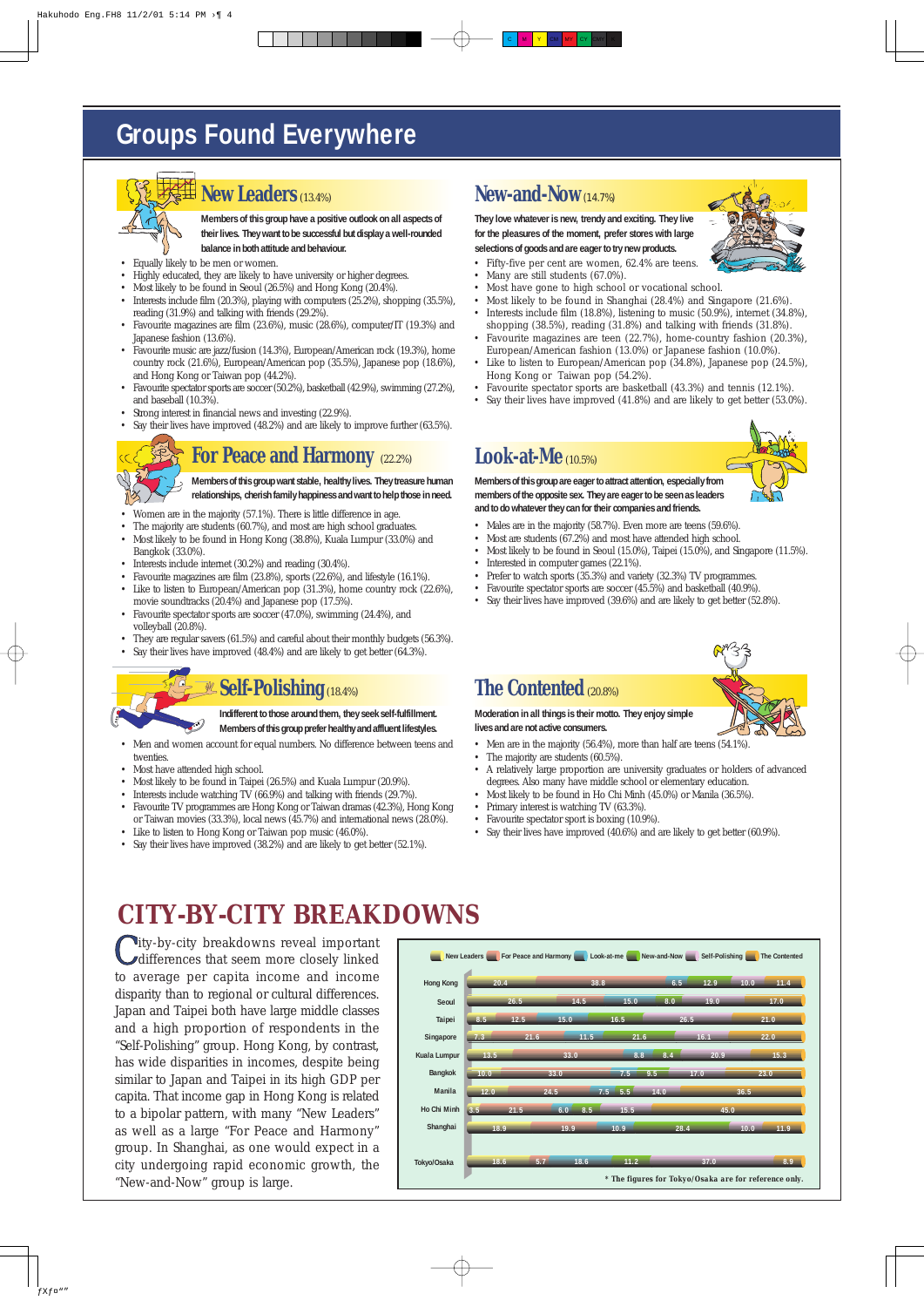# Groups Found Everywhere

## New Leaders (13.4%)

**Members of this group have a positive outlook on all aspects of their lives. They want to be successful but display a well-rounded balance in both attitude and behaviour.**

- Equally likely to be men or women.
- Highly educated, they are likely to have university or higher degrees.
- Most likely to be found in Seoul (26.5%) and Hong Kong (20.4%).
- Interests include film (20.3%), playing with computers (25.2%), shopping (35.5%), reading (31.9%) and talking with friends (29.2%).
- Favourite magazines are film (23.6%), music (28.6%), computer/IT (19.3%) and Japanese fashion (13.6%).
- Favourite music are jazz/fusion (14.3%), European/American rock (19.3%), home country rock (21.6%), European/American pop (35.5%), Japanese pop (18.6%), and Hong Kong or Taiwan pop (44.2%).
- Favourite spectator sports are soccer (50.2%), basketball (42.9%), swimming (27.2%), and baseball (10.3%).
- Strong interest in financial news and investing (22.9%).
- Say their lives have improved (48.2%) and are likely to improve further (63.5%).

## New-and-Now (14.7%)

**They love whatever is new, trendy and exciting. They live for the pleasures of the moment, prefer stores with large selections of goods and are eager to try new products.**

- Fifty-five per cent are women, 62.4% are teens.
- Many are still students (67.0%).
- Most have gone to high school or vocational school.
- Most likely to be found in Shanghai (28.4%) and Singapore (21.6%).
- Interests include film (18.8%), listening to music (50.9%), internet (34.8%), shopping (38.5%), reading (31.8%) and talking with friends (31.8%).
- Favourite magazines are teen (22.7%), home-country fashion (20.3%), European/American fashion (13.0%) or Japanese fashion (10.0%).
- Like to listen to European/American pop (34.8%), Japanese pop (24.5%), Hong Kong or Taiwan pop (54.2%).
- Favourite spectator sports are basketball (43.3%) and tennis (12.1%).
- Say their lives have improved (41.8%) and are likely to get better (53.0%).

## For Peace and Harmony (22.2%)

**Members of this group want stable, healthy lives. They treasure human relationships, cherish family happiness and want to help those in need.**

- Women are in the majority (57.1%). There is little difference in age.
- The majority are students (60.7%), and most are high school graduates.
- Most likely to be found in Hong Kong (38.8%), Kuala Lumpur (33.0%) and Bangkok (33.0%).
- Interests include internet (30.2%) and reading (30.4%).
- Favourite magazines are film (23.8%), sports (22.6%), and lifestyle (16.1%).
- Like to listen to European/American pop (31.3%), home country rock (22.6%), movie soundtracks (20.4%) and Japanese pop (17.5%).
- Favourite spectator sports are soccer (47.0%), swimming (24.4%), and volleyball (20.8%).
- They are regular savers (61.5%) and careful about their monthly budgets (56.3%).
- Say their lives have improved (48.4%) and are likely to get better (64.3%).

## Look-at-Me (10.5%)

**Members of this group are eager to attract attention, especially from members of the opposite sex. They are eager to be seen as leaders and to do whatever they can for their companies and friends.**

- Males are in the majority (58.7%). Even more are teens (59.6%).
- Most are students (67.2%) and most have attended high school.
- Most likely to be found in Seoul (15.0%), Taipei (15.0%), and Singapore (11.5%).
- Interested in computer games (22.1%).
- Prefer to watch sports (35.3%) and variety (32.3%) TV programmes.
- Favourite spectator sports are soccer (45.5%) and basketball (40.9%).
- Say their lives have improved (39.6%) and are likely to get better (52.8%).

## Self-Polishing (18.4%)

**Indifferent to those around them, they seek self-fulfillment. Members of this group prefer healthy and affluent lifestyles.**

- Men and women account for equal numbers. No difference between teens and twenties.
- Most have attended high school.
- Most likely to be found in Taipei (26.5%) and Kuala Lumpur (20.9%).
- Interests include watching TV (66.9%) and talking with friends (29.7%).
- Favourite TV programmes are Hong Kong or Taiwan dramas (42.3%), Hong Kong or Taiwan movies (33.3%), local news (45.7%) and international news (28.0%).
- Like to listen to Hong Kong or Taiwan pop music (46.0%).
- Say their lives have improved (38.2%) and are likely to get better (52.1%).

## The Contented (20.8%)

**Moderation in all things is their motto. They enjoy simple lives and are not active consumers.**

- Men are in the majority (56.4%), more than half are teens (54.1%).
- The majority are students (60.5%).
- A relatively large proportion are university graduates or holders of advanced degrees. Also many have middle school or elementary education.
- Most likely to be found in Ho Chi Minh (45.0%) or Manila (36.5%).
- Primary interest is watching TV (63.3%).
- Favourite spectator sport is boxing (10.9%).
- Say their lives have improved (40.6%) and are likely to get better (60.9%).

# CITY-BY-CITY BREAKDOWNS

City-by-city breakdowns reveal important differences that seem more closely linked to average per capita income and income disparity than to regional or cultural differences. Japan and Taipei both have large middle classes and a high proportion of respondents in the "Self-Polishing" group. Hong Kong, by contrast, has wide disparities in incomes, despite being similar to Japan and Taipei in its high GDP per capita. That income gap in Hong Kong is related to a bipolar pattern, with many "New Leaders" as well as a large "For Peace and Harmony" group. In Shanghai, as one would expect in a city undergoing rapid economic growth, the "New-and-Now" group is large.

| City | New Leaders | For Peace and Harmony | Look-at-me | New-and-Now | Self-Polishing | The Contented |
|---|---|---|---|---|---|---|
| Hong Kong | 20.4 | 38.8 | 6.5 | 12.9 | 10.0 | 11.4 |
| Seoul | 26.5 | 14.5 | 15.0 | 8.0 | 19.0 | 17.0 |
| Taipei | 8.5 | 12.5 | 15.0 | 16.5 | 26.5 | 21.0 |
| Singapore | 7.3 | 21.6 | 11.5 | 21.6 | 16.1 | 22.0 |
| Kuala Lumpur | 13.5 | 33.0 | 8.8 | 8.4 | 20.9 | 15.3 |
| Bangkok | 10.0 | 33.0 | 7.5 | 9.5 | 17.0 | 23.0 |
| Manila | 12.0 | 24.5 | 7.5 | 5.5 | 14.0 | 36.5 |
| Ho Chi Minh | 3.5 | 21.5 | 6.0 | 8.5 | 15.5 | 45.0 |
| Shanghai | 18.9 | 19.9 | 10.9 | 28.4 | 10.0 | 11.9 |
| Tokyo/Osaka | 18.6 | 5.7 | 18.6 | 11.2 | 37.0 | 8.9 |

* The figures for Tokyo/Osaka are for reference only.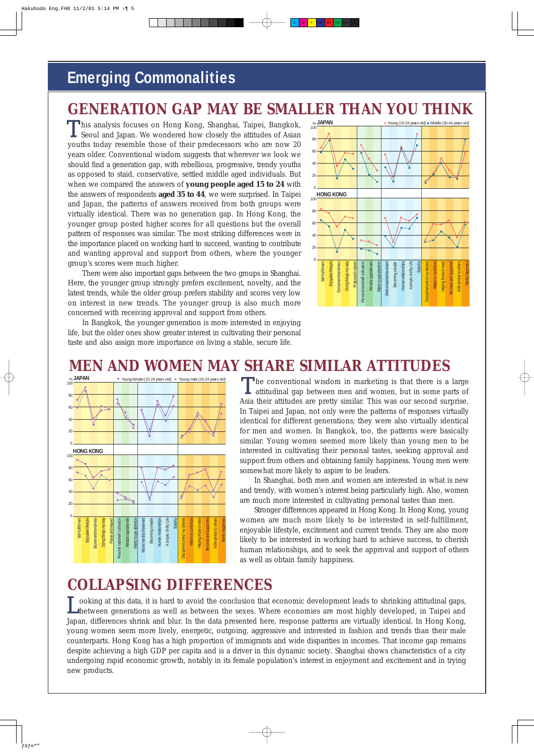# Emerging Commonalities

## GENERATION GAP MAY BE SMALLER THAN YOU THINK

This analysis focuses on Hong Kong, Shanghai, Taipei, Bangkok, Seoul and Japan. We wondered how closely the attitudes of Asian youths today resemble those of their predecessors who are now 20 years older. Conventional wisdom suggests that wherever we look we should find a generation gap, with rebellious, progressive, trendy youths as opposed to staid, conservative, settled middle aged individuals. But when we compared the answers of **young people aged 15 to 24** with the answers of respondents **aged 35 to 44**, we were surprised. In Taipei and Japan, the patterns of answers received from both groups were virtually identical. There was no generation gap. In Hong Kong, the younger group posted higher scores for all questions but the overall pattern of responses was similar. The most striking differences were in the importance placed on working hard to contribute and wanting approval and support from others, where the younger group's scores were much higher.

There were also important gaps between the two groups in Shanghai. Here, the younger group strongly prefers excitement, novelty, and the latest trends, while the older group prefers stability and scores very low on interest in new trends. The younger group is also much more concerned with receiving approval and support from others.

In Bangkok, the younger generation is more interested in enjoying life, but the older ones show greater interest in cultivating their personal taste and also assign more importance on living a stable, secure life.

## MEN AND WOMEN MAY SHARE SIMILAR ATTITUDES

The conventional wisdom in marketing is that there is a large attitudinal gap between men and women, but in some parts of Asia their attitudes are pretty similar. This was our second surprise. In Taipei and Japan, not only were the patterns of responses virtually identical for different generations; they were also virtually identical for men and women. In Bangkok, too, the patterns were basically similar. Young women seemed more likely than young men to be interested in cultivating their personal tastes, seeking approval and support from others and obtaining family happiness. Young men were somewhat more likely to aspire to be leaders.

In Shanghai, both men and women are interested in what is new and trendy, with women's interest being particularly high. Also, women are much more interested in cultivating personal tastes than men.

Stronger differences appeared in Hong Kong. In Hong Kong, young women are much more likely to be interested in self-fulfillment, enjoyable lifestyle, excitement and current trends. They are also more likely to be interested in working hard to achieve success, to cherish human relationships, and to seek the approval and support of others as well as obtain family happiness.

## COLLAPSING DIFFERENCES

Looking at this data, it is hard to avoid the conclusion that economic development leads to shrinking attitudinal gaps, between generations as well as between the sexes. Where economies are most highly developed, in Taipei and Japan, differences shrink and blur. In the data presented here, response patterns are virtually identical. In Hong Kong, young women seem more lively, energetic, outgoing, aggressive and interested in fashion and trends than their male counterparts. Hong Kong has a high proportion of immigrants and wide disparities in incomes. That income gap remains despite achieving a high GDP per capita and is a driver in this dynamic society. Shanghai shows characteristics of a city undergoing rapid economic growth, notably in its female population's interest in enjoyment and excitement and in trying new products.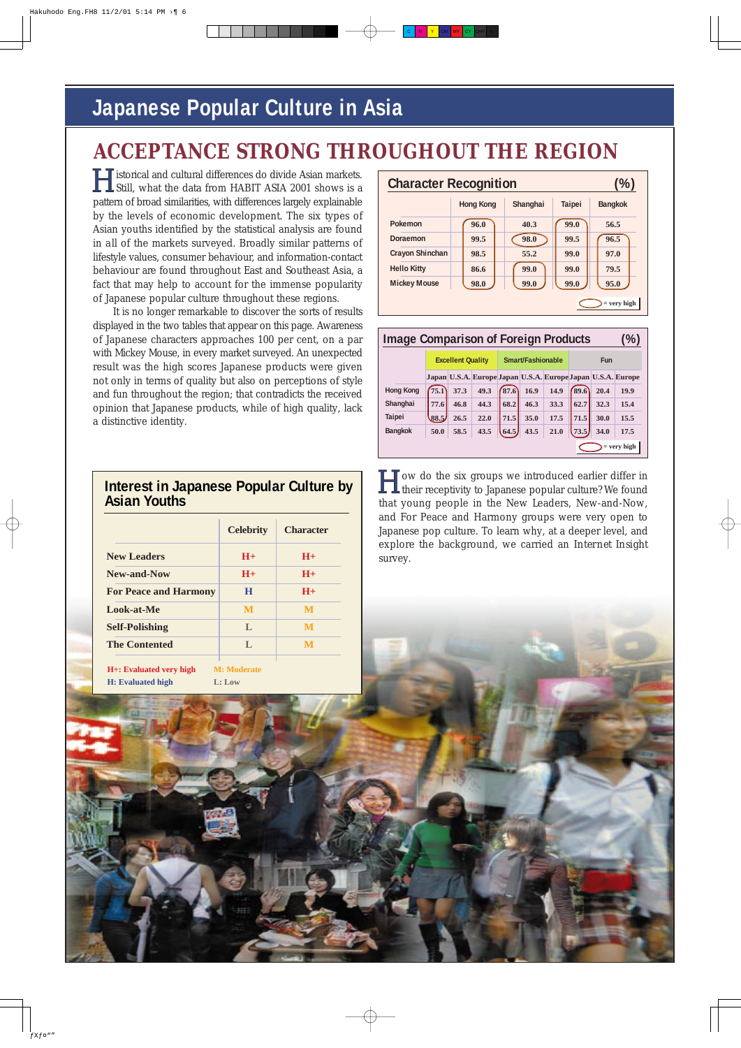# Japanese Popular Culture in Asia

## ACCEPTANCE STRONG THROUGHOUT THE REGION

Historical and cultural differences do divide Asian markets. Still, what the data from HABIT ASIA 2001 shows is a pattern of broad similarities, with differences largely explainable by the levels of economic development. The six types of Asian youths identified by the statistical analysis are found in all of the markets surveyed. Broadly similar patterns of lifestyle values, consumer behaviour, and information-contact behaviour are found throughout East and Southeast Asia, a fact that may help to account for the immense popularity of Japanese popular culture throughout these regions.

It is no longer remarkable to discover the sorts of results displayed in the two tables that appear on this page. Awareness of Japanese characters approaches 100 per cent, on a par with Mickey Mouse, in every market surveyed. An unexpected result was the high scores Japanese products were given not only in terms of quality but also on perceptions of style and fun throughout the region; that contradicts the received opinion that Japanese products, while of high quality, lack a distinctive identity.

### Character Recognition (%)

| | Hong Kong | Shanghai | Taipei | Bangkok |
|---|---|---|---|---|
| Pokemon | 96.0 | 40.3 | 99.0 | 56.5 |
| Doraemon | 99.5 | 98.0 | 99.5 | 96.5 |
| Crayon Shinchan | 98.5 | 55.2 | 99.0 | 97.0 |
| Hello Kitty | 86.6 | 99.0 | 99.0 | 79.5 |
| Mickey Mouse | 98.0 | 99.0 | 99.0 | 95.0 |

(circled) = very high

### Image Comparison of Foreign Products (%)

| | Excellent Quality | | | Smart/Fashionable | | | Fun | | |
|---|---|---|---|---|---|---|---|---|---|
| | Japan | U.S.A. | Europe | Japan | U.S.A. | Europe | Japan | U.S.A. | Europe |
| Hong Kong | 75.1 | 37.3 | 49.3 | 87.6 | 16.9 | 14.9 | 89.6 | 20.4 | 19.9 |
| Shanghai | 77.6 | 46.8 | 44.3 | 68.2 | 46.3 | 33.3 | 62.7 | 32.3 | 15.4 |
| Taipei | 88.5 | 26.5 | 22.0 | 71.5 | 35.0 | 17.5 | 71.5 | 30.0 | 15.5 |
| Bangkok | 50.0 | 58.5 | 43.5 | 64.5 | 43.5 | 21.0 | 73.5 | 34.0 | 17.5 |

(circled) = very high

### Interest in Japanese Popular Culture by Asian Youths

| | Celebrity | Character |
|---|---|---|
| New Leaders | H+ | H+ |
| New-and-Now | H+ | H+ |
| For Peace and Harmony | H | H+ |
| Look-at-Me | M | M |
| Self-Polishing | L | M |
| The Contented | L | M |

H+: Evaluated very high　M: Moderate
H: Evaluated high　L: Low

How do the six groups we introduced earlier differ in their receptivity to Japanese popular culture? We found that young people in the New Leaders, New-and-Now, and For Peace and Harmony groups were very open to Japanese pop culture. To learn why, at a deeper level, and explore the background, we carried out an Internet Insight survey.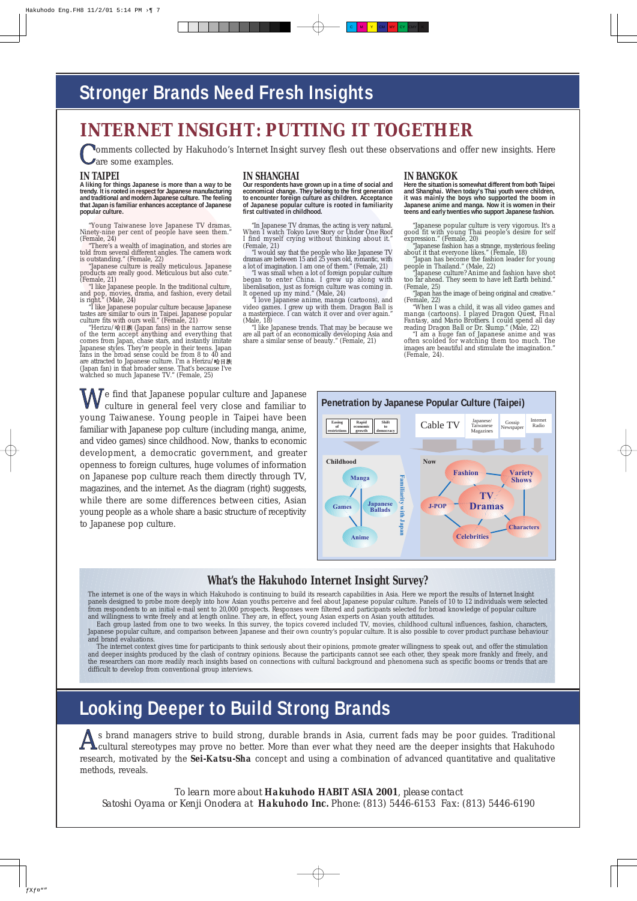# Stronger Brands Need Fresh Insights

## INTERNET INSIGHT: PUTTING IT TOGETHER

Comments collected by Hakuhodo's Internet Insight survey flesh out these observations and offer new insights. Here are some examples.

### IN TAIPEI

**A liking for things Japanese is more than a way to be trendy. It is rooted in respect for Japanese manufacturing and traditional and modern Japanese culture. The feeling that Japan is familiar enhances acceptance of Japanese popular culture.**

"Young Taiwanese love Japanese TV dramas. Ninety-nine per cent of people have seen them." (Female, 24)

"There's a wealth of imagination, and stories are told from several different angles. The camera work is outstanding." (Female, 22)

"Japanese culture is really meticulous. Japanese products are really good. Meticulous but also cute." (Female, 21)

"I like Japanese people. In the traditional culture, and pop, movies, drama, and fashion, every detail is right." (Male, 24)

"I like Japanese popular culture because Japanese tastes are similar to ours in Taipei. Japanese popular culture fits with ours well." (Female, 21)

"Herizu/哈日族 (Japan fans) in the narrow sense of the term accept anything and everything that comes from Japan, chase stars, and instantly imitate Japanese styles. They're people in their teens. Japan fans in the broad sense could be from 8 to 40 and are attracted to Japanese culture. I'm a Herizu/哈日族 (Japan fan) in that broader sense. That's because I've watched so much Japanese TV." (Female, 25)

### IN SHANGHAI

**Our respondents have grown up in a time of social and economical change. They belong to the first generation to encounter foreign culture as children. Acceptance of Japanese popular culture is rooted in familiarity first cultivated in childhood.**

"In Japanese TV dramas, the acting is very natural. When I watch Tokyo Love Story or Under One Roof I find myself crying without thinking about it." (Female, 21)

"I would say that the people who like Japanese TV dramas are between 15 and 25 years old, romantic, with a lot of imagination. I am one of them." (Female, 21)

"I was small when a lot of foreign popular culture began to enter China. I grew up along with liberalisation, just as foreign culture was coming in. It opened up my mind." (Male, 24)

"I love Japanese anime, manga (cartoons), and video games. I grew up with them. Dragon Ball is a masterpiece. I can watch it over and over again." (Male, 18)

"I like Japanese trends. That may be because we are all part of an economically developing Asia and share a similar sense of beauty." (Female, 21)

### IN BANGKOK

**Here the situation is somewhat different from both Taipei and Shanghai. When today's Thai youth were children, it was mainly the boys who supported the boom in Japanese anime and manga. Now it is women in their teens and early twenties who support Japanese fashion.**

"Japanese popular culture is very vigorous. It's a good fit with young Thai people's desire for self expression." (Female, 20)

"Japanese fashion has a strange, mysterious feeling about it that everyone likes." (Female, 18)

"Japan has become the fashion leader for young people in Thailand." (Male, 22)

"Japanese culture? Anime and fashion have shot too far ahead. They seem to have left Earth behind." (Female, 25)

"Japan has the image of being original and creative." (Female, 22)

"When I was a child, it was all video games and manga (cartoons). I played Dragon Quest, Final Fantasy, and Mario Brothers. I could spend all day reading Dragon Ball or Dr. Slump." (Male, 22)

"I am a huge fan of Japanese anime and was often scolded for watching them too much. The images are beautiful and stimulate the imagination." (Female, 24).

We find that Japanese popular culture and Japanese culture in general feel very close and familiar to young Taiwanese. Young people in Taipei have been familiar with Japanese pop culture (including manga, anime, and video games) since childhood. Now, thanks to economic development, a democratic government, and greater openness to foreign cultures, huge volumes of information on Japanese pop culture reach them directly through TV, magazines, and the internet. As the diagram (right) suggests, while there are some differences between cities, Asian young people as a whole share a basic structure of receptivity to Japanese pop culture.

**Penetration by Japanese Popular Culture (Taipei)**

Easing of restrictions
Rapid economic growth
Shift to democracy
Cable TV
Japanese/ Taiwanese Magazines
Gossip Newspaper
Internet Radio
Childhood
Manga
Games
Japanese Ballads
Anime
Familiarity with Japan
Now
Fashion
Variety Shows
J-POP
TV Dramas
Characters
Celebrities

### What's the Hakuhodo Internet Insight Survey?

The internet is one of the ways in which Hakuhodo is continuing to build its research capabilities in Asia. Here we report the results of Internet Insight panels designed to probe more deeply into how Asian youths perceive and feel about Japanese popular culture. Panels of 10 to 12 individuals were selected from respondents to an initial e-mail sent to 20,000 prospects. Responses were filtered and participants selected for broad knowledge of popular culture and willingness to write freely and at length online. They are, in effect, young Asian experts on Asian youth attitudes.

Each group lasted from one to two weeks. In this survey, the topics covered included TV, movies, childhood cultural influences, fashion, characters, Japanese popular culture, and comparison between Japanese and their own country's popular culture. It is also possible to cover product purchase behaviour and brand evaluations.

The internet context gives time for participants to think seriously about their opinions, promote greater willingness to speak out, and offer the stimulation and deeper insights produced by the clash of contrary opinions. Because the participants cannot see each other, they speak more frankly and freely, and the researchers can more readily reach insights based on connections with cultural background and phenomena such as specific booms or trends that are difficult to develop from conventional group interviews.

# Looking Deeper to Build Strong Brands

As brand managers strive to build strong, durable brands in Asia, current fads may be poor guides. Traditional cultural stereotypes may prove no better. More than ever what they need are the deeper insights that Hakuhodo research, motivated by the **Sei-Katsu-Sha** concept and using a combination of advanced quantitative and qualitative methods, reveals.

To learn more about **Hakuhodo HABIT ASIA 2001**, please contact
Satoshi Oyama or Kenji Onodera at **Hakuhodo Inc.** Phone: (813) 5446-6153 Fax: (813) 5446-6190